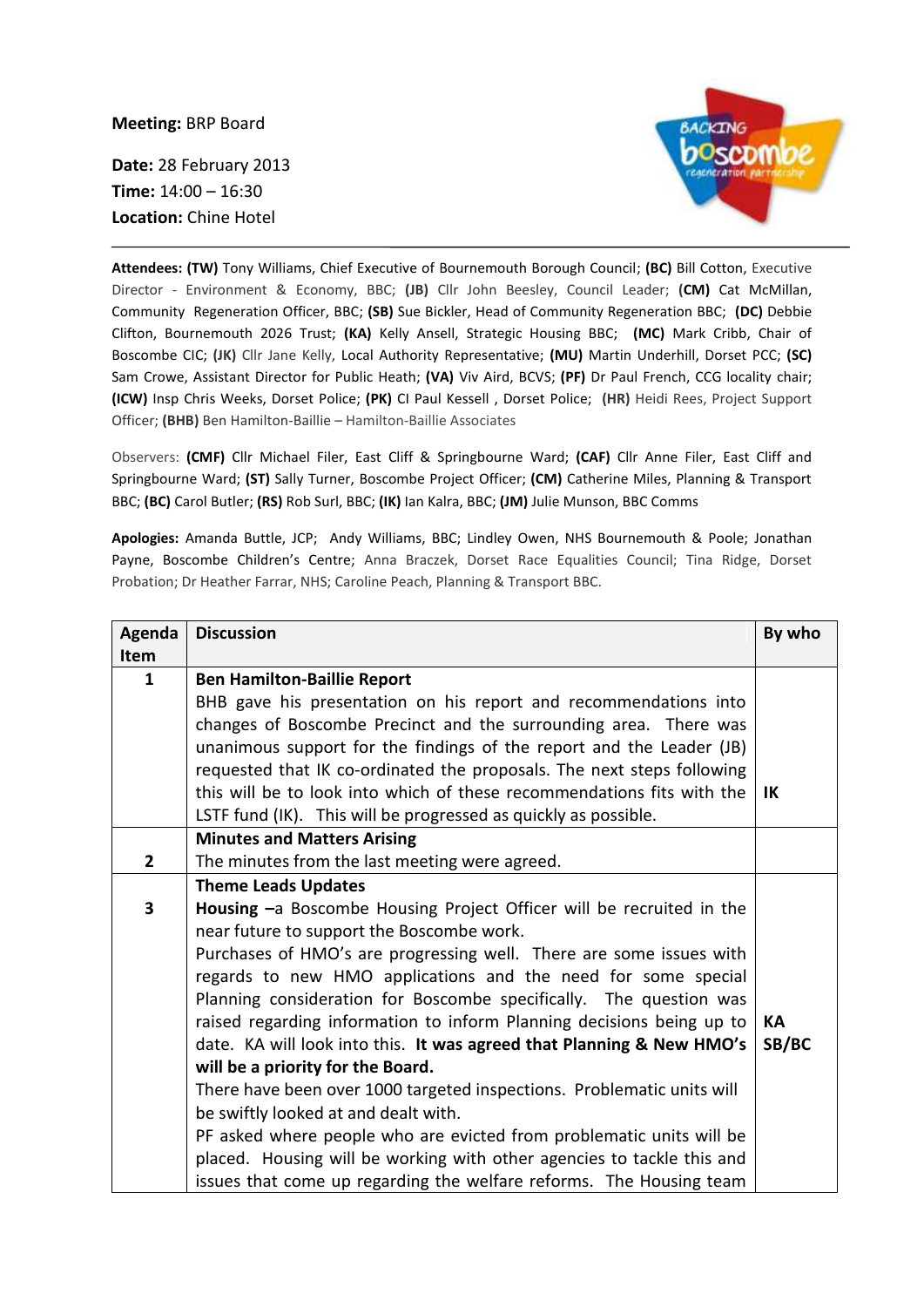**Meeting:** BRP Board

**Date:** 28 February 2013
**Time:** 14:00 – 16:30
**Location:** Chine Hotel

**Attendees: (TW)** Tony Williams, Chief Executive of Bournemouth Borough Council; **(BC)** Bill Cotton, Executive Director - Environment & Economy, BBC; **(JB)** Cllr John Beesley, Council Leader; **(CM)** Cat McMillan, Community Regeneration Officer, BBC; **(SB)** Sue Bickler, Head of Community Regeneration BBC; **(DC)** Debbie Clifton, Bournemouth 2026 Trust; **(KA)** Kelly Ansell, Strategic Housing BBC; **(MC)** Mark Cribb, Chair of Boscombe CIC; **(JK)** Cllr Jane Kelly, Local Authority Representative; **(MU)** Martin Underhill, Dorset PCC; **(SC)** Sam Crowe, Assistant Director for Public Heath; **(VA)** Viv Aird, BCVS; **(PF)** Dr Paul French, CCG locality chair; **(ICW)** Insp Chris Weeks, Dorset Police; **(PK)** CI Paul Kessell , Dorset Police; **(HR)** Heidi Rees, Project Support Officer; **(BHB)** Ben Hamilton-Baillie – Hamilton-Baillie Associates

Observers: **(CMF)** Cllr Michael Filer, East Cliff & Springbourne Ward; **(CAF)** Cllr Anne Filer, East Cliff and Springbourne Ward; **(ST)** Sally Turner, Boscombe Project Officer; **(CM)** Catherine Miles, Planning & Transport BBC; **(BC)** Carol Butler; **(RS)** Rob Surl, BBC; **(IK)** Ian Kalra, BBC; **(JM)** Julie Munson, BBC Comms

**Apologies:** Amanda Buttle, JCP; Andy Williams, BBC; Lindley Owen, NHS Bournemouth & Poole; Jonathan Payne, Boscombe Children's Centre; Anna Braczek, Dorset Race Equalities Council; Tina Ridge, Dorset Probation; Dr Heather Farrar, NHS; Caroline Peach, Planning & Transport BBC.

| Agenda Item | Discussion | By who |
|---|---|---|
| 1 | **Ben Hamilton-Baillie Report**<br>BHB gave his presentation on his report and recommendations into changes of Boscombe Precinct and the surrounding area. There was unanimous support for the findings of the report and the Leader (JB) requested that IK co-ordinated the proposals. The next steps following this will be to look into which of these recommendations fits with the LSTF fund (IK). This will be progressed as quickly as possible. | IK |
| 2 | **Minutes and Matters Arising**<br>The minutes from the last meeting were agreed. | |
| 3 | **Theme Leads Updates**<br>**Housing –**a Boscombe Housing Project Officer will be recruited in the near future to support the Boscombe work.<br>Purchases of HMO's are progressing well. There are some issues with regards to new HMO applications and the need for some special Planning consideration for Boscombe specifically. The question was raised regarding information to inform Planning decisions being up to date. KA will look into this. **It was agreed that Planning & New HMO's will be a priority for the Board.**<br>There have been over 1000 targeted inspections. Problematic units will be swiftly looked at and dealt with.<br>PF asked where people who are evicted from problematic units will be placed. Housing will be working with other agencies to tackle this and issues that come up regarding the welfare reforms. The Housing team | KA<br>SB/BC |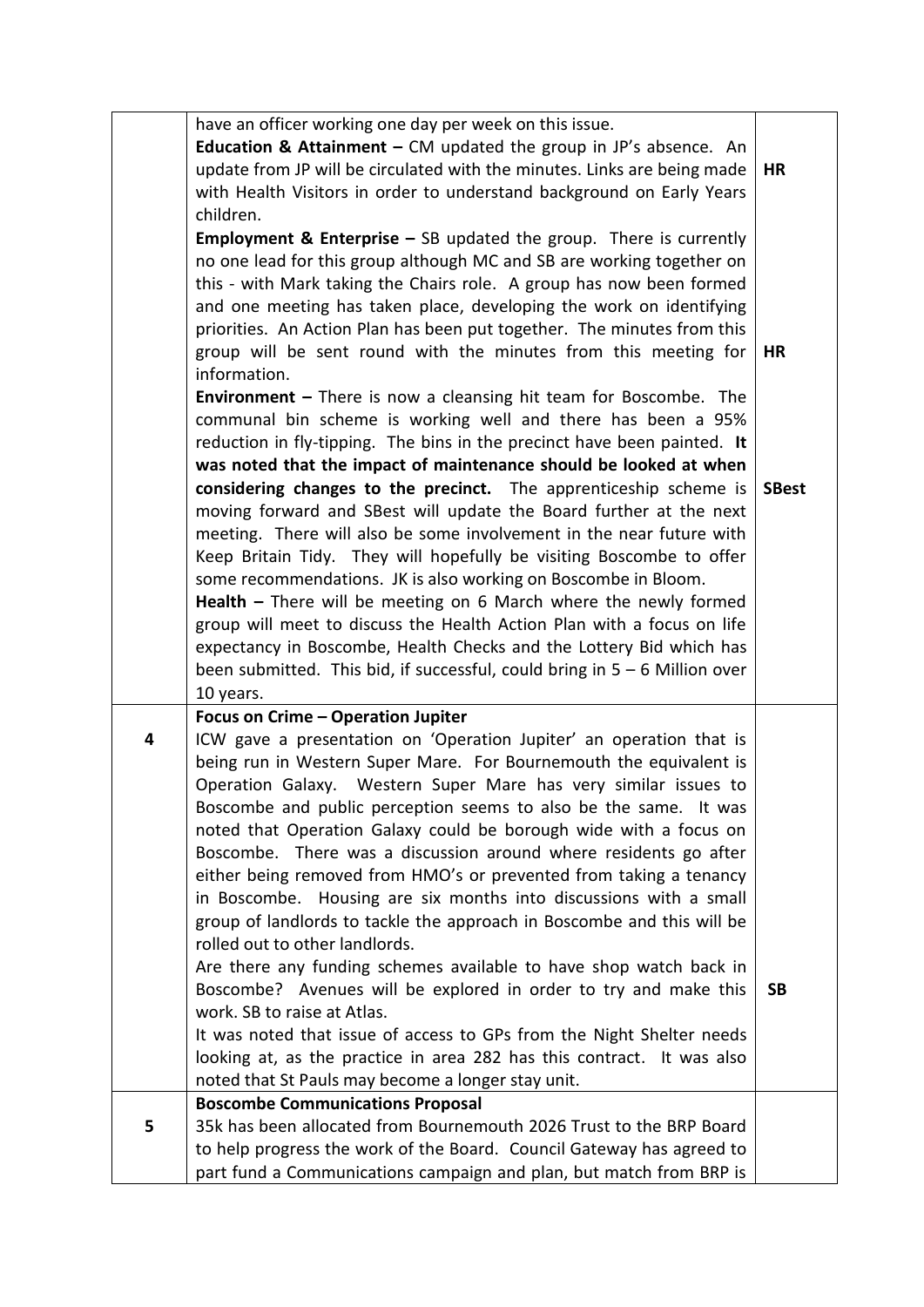| | | |
|---|---|---|
| | have an officer working one day per week on this issue.<br>**Education & Attainment –** CM updated the group in JP's absence. An update from JP will be circulated with the minutes. Links are being made with Health Visitors in order to understand background on Early Years children.<br>**Employment & Enterprise –** SB updated the group. There is currently no one lead for this group although MC and SB are working together on this - with Mark taking the Chairs role. A group has now been formed and one meeting has taken place, developing the work on identifying priorities. An Action Plan has been put together. The minutes from this group will be sent round with the minutes from this meeting for information.<br>**Environment –** There is now a cleansing hit team for Boscombe. The communal bin scheme is working well and there has been a 95% reduction in fly-tipping. The bins in the precinct have been painted. **It was noted that the impact of maintenance should be looked at when considering changes to the precinct.** The apprenticeship scheme is moving forward and SBest will update the Board further at the next meeting. There will also be some involvement in the near future with Keep Britain Tidy. They will hopefully be visiting Boscombe to offer some recommendations. JK is also working on Boscombe in Bloom.<br>**Health –** There will be meeting on 6 March where the newly formed group will meet to discuss the Health Action Plan with a focus on life expectancy in Boscombe, Health Checks and the Lottery Bid which has been submitted. This bid, if successful, could bring in 5 – 6 Million over 10 years. | **HR**<br><br>**HR**<br><br>**SBest** |
| **4** | **Focus on Crime – Operation Jupiter**<br>ICW gave a presentation on 'Operation Jupiter' an operation that is being run in Western Super Mare. For Bournemouth the equivalent is Operation Galaxy. Western Super Mare has very similar issues to Boscombe and public perception seems to also be the same. It was noted that Operation Galaxy could be borough wide with a focus on Boscombe. There was a discussion around where residents go after either being removed from HMO's or prevented from taking a tenancy in Boscombe. Housing are six months into discussions with a small group of landlords to tackle the approach in Boscombe and this will be rolled out to other landlords.<br>Are there any funding schemes available to have shop watch back in Boscombe? Avenues will be explored in order to try and make this work. SB to raise at Atlas.<br>It was noted that issue of access to GPs from the Night Shelter needs looking at, as the practice in area 282 has this contract. It was also noted that St Pauls may become a longer stay unit. | **SB** |
| **5** | **Boscombe Communications Proposal**<br>35k has been allocated from Bournemouth 2026 Trust to the BRP Board to help progress the work of the Board. Council Gateway has agreed to part fund a Communications campaign and plan, but match from BRP is | |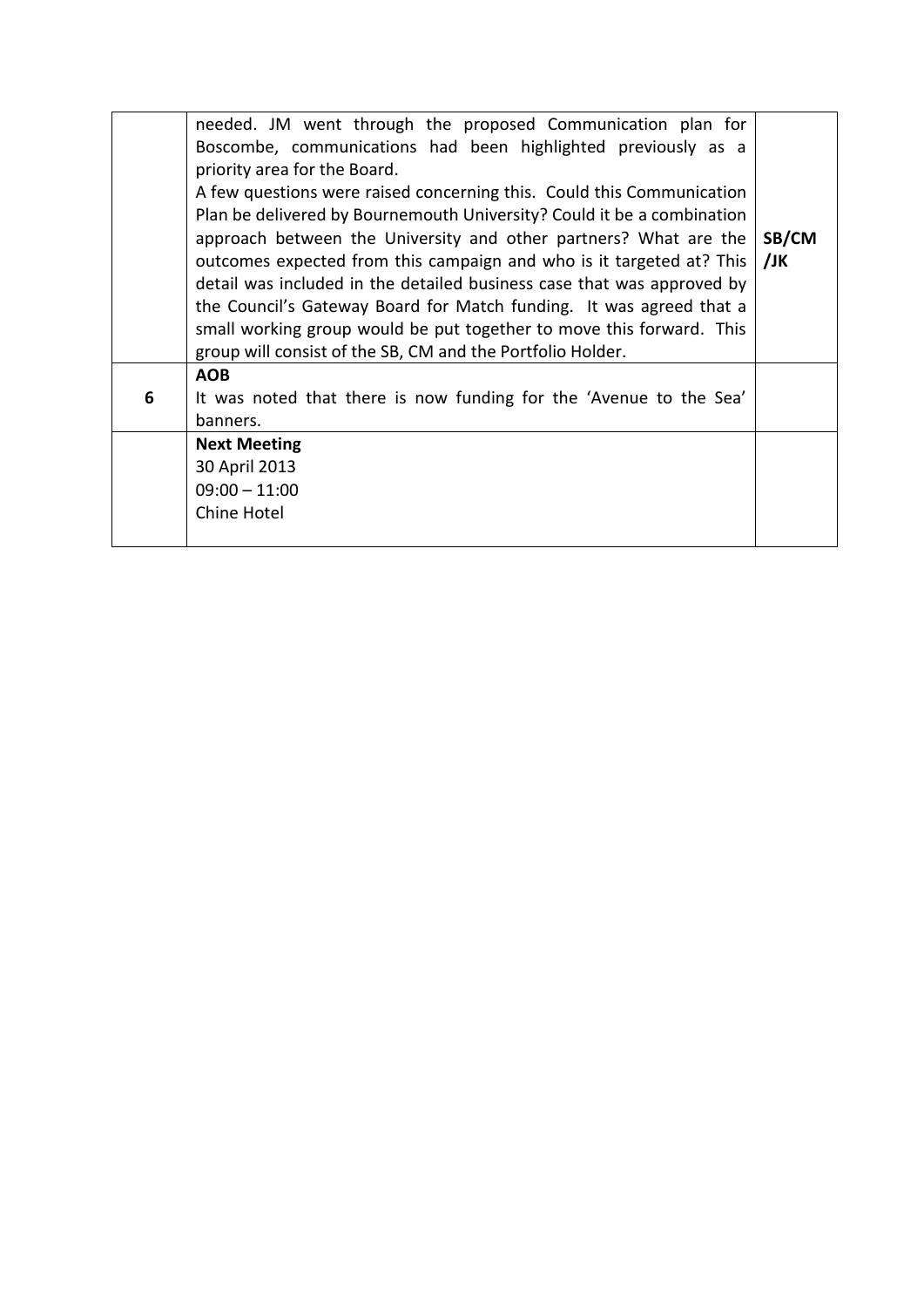| | | |
|---|---|---|
| | needed. JM went through the proposed Communication plan for Boscombe, communications had been highlighted previously as a priority area for the Board.<br>A few questions were raised concerning this. Could this Communication Plan be delivered by Bournemouth University? Could it be a combination approach between the University and other partners? What are the outcomes expected from this campaign and who is it targeted at? This detail was included in the detailed business case that was approved by the Council's Gateway Board for Match funding. It was agreed that a small working group would be put together to move this forward. This group will consist of the SB, CM and the Portfolio Holder. | **SB/CM /JK** |
| **6** | **AOB**<br>It was noted that there is now funding for the 'Avenue to the Sea' banners. | |
| | **Next Meeting**<br>30 April 2013<br>09:00 – 11:00<br>Chine Hotel | |